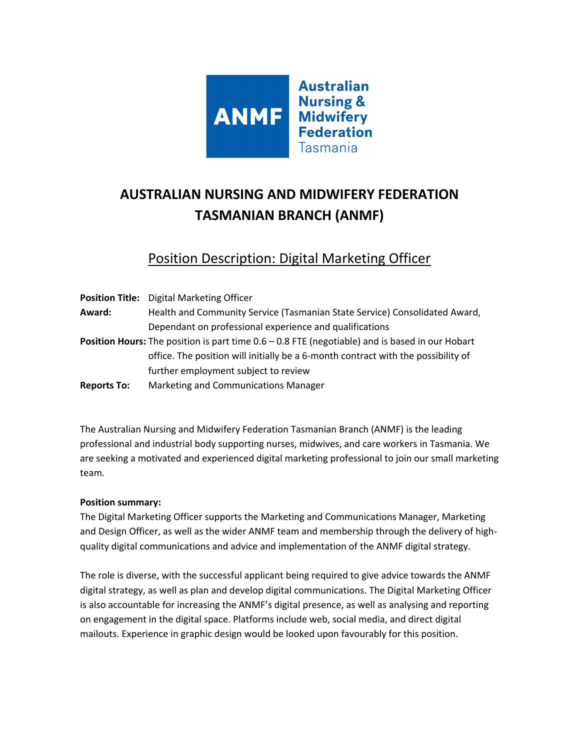# AUSTRALIAN NURSING AND MIDWIFERY FEDERATION TASMANIAN BRANCH (ANMF)

## Position Description: Digital Marketing Officer

**Position Title:** Digital Marketing Officer

**Award:** Health and Community Service (Tasmanian State Service) Consolidated Award, Dependant on professional experience and qualifications

**Position Hours:** The position is part time 0.6 – 0.8 FTE (negotiable) and is based in our Hobart office. The position will initially be a 6-month contract with the possibility of further employment subject to review

**Reports To:** Marketing and Communications Manager

The Australian Nursing and Midwifery Federation Tasmanian Branch (ANMF) is the leading professional and industrial body supporting nurses, midwives, and care workers in Tasmania. We are seeking a motivated and experienced digital marketing professional to join our small marketing team.

**Position summary:**

The Digital Marketing Officer supports the Marketing and Communications Manager, Marketing and Design Officer, as well as the wider ANMF team and membership through the delivery of high-quality digital communications and advice and implementation of the ANMF digital strategy.

The role is diverse, with the successful applicant being required to give advice towards the ANMF digital strategy, as well as plan and develop digital communications. The Digital Marketing Officer is also accountable for increasing the ANMF's digital presence, as well as analysing and reporting on engagement in the digital space. Platforms include web, social media, and direct digital mailouts. Experience in graphic design would be looked upon favourably for this position.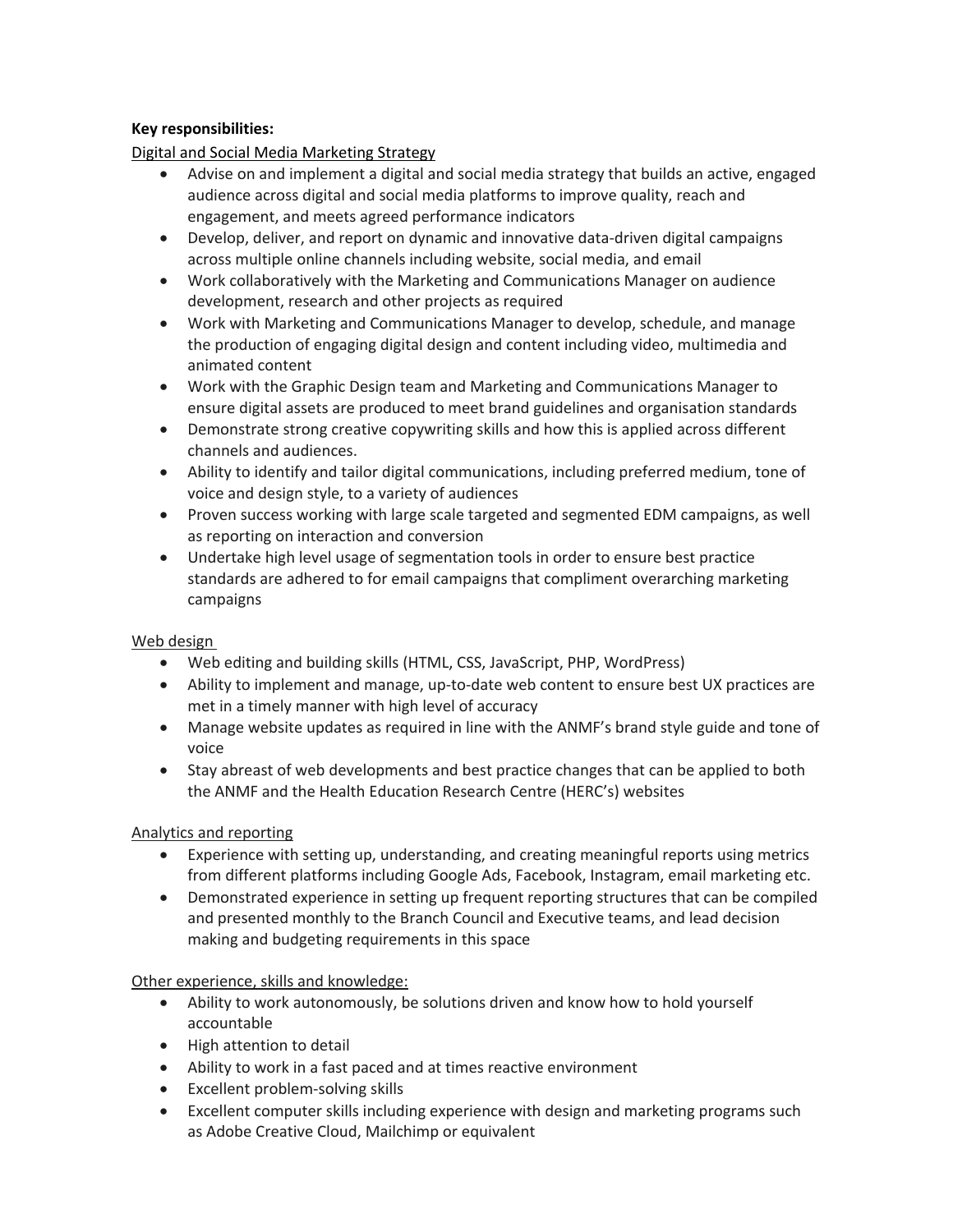**Key responsibilities:**

Digital and Social Media Marketing Strategy

- Advise on and implement a digital and social media strategy that builds an active, engaged audience across digital and social media platforms to improve quality, reach and engagement, and meets agreed performance indicators
- Develop, deliver, and report on dynamic and innovative data-driven digital campaigns across multiple online channels including website, social media, and email
- Work collaboratively with the Marketing and Communications Manager on audience development, research and other projects as required
- Work with Marketing and Communications Manager to develop, schedule, and manage the production of engaging digital design and content including video, multimedia and animated content
- Work with the Graphic Design team and Marketing and Communications Manager to ensure digital assets are produced to meet brand guidelines and organisation standards
- Demonstrate strong creative copywriting skills and how this is applied across different channels and audiences.
- Ability to identify and tailor digital communications, including preferred medium, tone of voice and design style, to a variety of audiences
- Proven success working with large scale targeted and segmented EDM campaigns, as well as reporting on interaction and conversion
- Undertake high level usage of segmentation tools in order to ensure best practice standards are adhered to for email campaigns that compliment overarching marketing campaigns

Web design

- Web editing and building skills (HTML, CSS, JavaScript, PHP, WordPress)
- Ability to implement and manage, up-to-date web content to ensure best UX practices are met in a timely manner with high level of accuracy
- Manage website updates as required in line with the ANMF's brand style guide and tone of voice
- Stay abreast of web developments and best practice changes that can be applied to both the ANMF and the Health Education Research Centre (HERC's) websites

Analytics and reporting

- Experience with setting up, understanding, and creating meaningful reports using metrics from different platforms including Google Ads, Facebook, Instagram, email marketing etc.
- Demonstrated experience in setting up frequent reporting structures that can be compiled and presented monthly to the Branch Council and Executive teams, and lead decision making and budgeting requirements in this space

Other experience, skills and knowledge:

- Ability to work autonomously, be solutions driven and know how to hold yourself accountable
- High attention to detail
- Ability to work in a fast paced and at times reactive environment
- Excellent problem-solving skills
- Excellent computer skills including experience with design and marketing programs such as Adobe Creative Cloud, Mailchimp or equivalent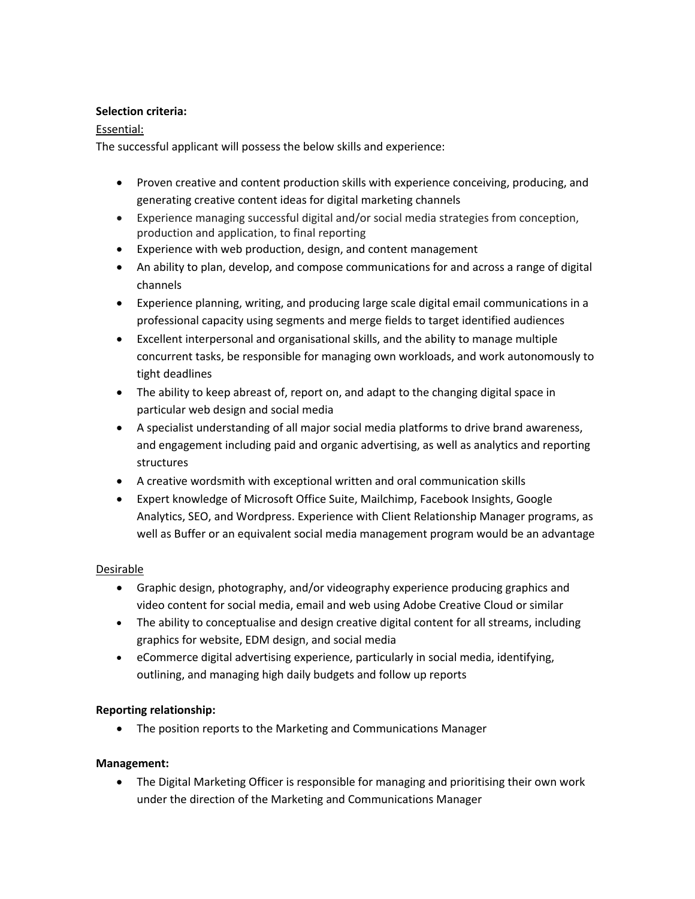**Selection criteria:**

<u>Essential:</u>

The successful applicant will possess the below skills and experience:

- Proven creative and content production skills with experience conceiving, producing, and generating creative content ideas for digital marketing channels
- Experience managing successful digital and/or social media strategies from conception, production and application, to final reporting
- Experience with web production, design, and content management
- An ability to plan, develop, and compose communications for and across a range of digital channels
- Experience planning, writing, and producing large scale digital email communications in a professional capacity using segments and merge fields to target identified audiences
- Excellent interpersonal and organisational skills, and the ability to manage multiple concurrent tasks, be responsible for managing own workloads, and work autonomously to tight deadlines
- The ability to keep abreast of, report on, and adapt to the changing digital space in particular web design and social media
- A specialist understanding of all major social media platforms to drive brand awareness, and engagement including paid and organic advertising, as well as analytics and reporting structures
- A creative wordsmith with exceptional written and oral communication skills
- Expert knowledge of Microsoft Office Suite, Mailchimp, Facebook Insights, Google Analytics, SEO, and Wordpress. Experience with Client Relationship Manager programs, as well as Buffer or an equivalent social media management program would be an advantage

<u>Desirable</u>

- Graphic design, photography, and/or videography experience producing graphics and video content for social media, email and web using Adobe Creative Cloud or similar
- The ability to conceptualise and design creative digital content for all streams, including graphics for website, EDM design, and social media
- eCommerce digital advertising experience, particularly in social media, identifying, outlining, and managing high daily budgets and follow up reports

**Reporting relationship:**

- The position reports to the Marketing and Communications Manager

**Management:**

- The Digital Marketing Officer is responsible for managing and prioritising their own work under the direction of the Marketing and Communications Manager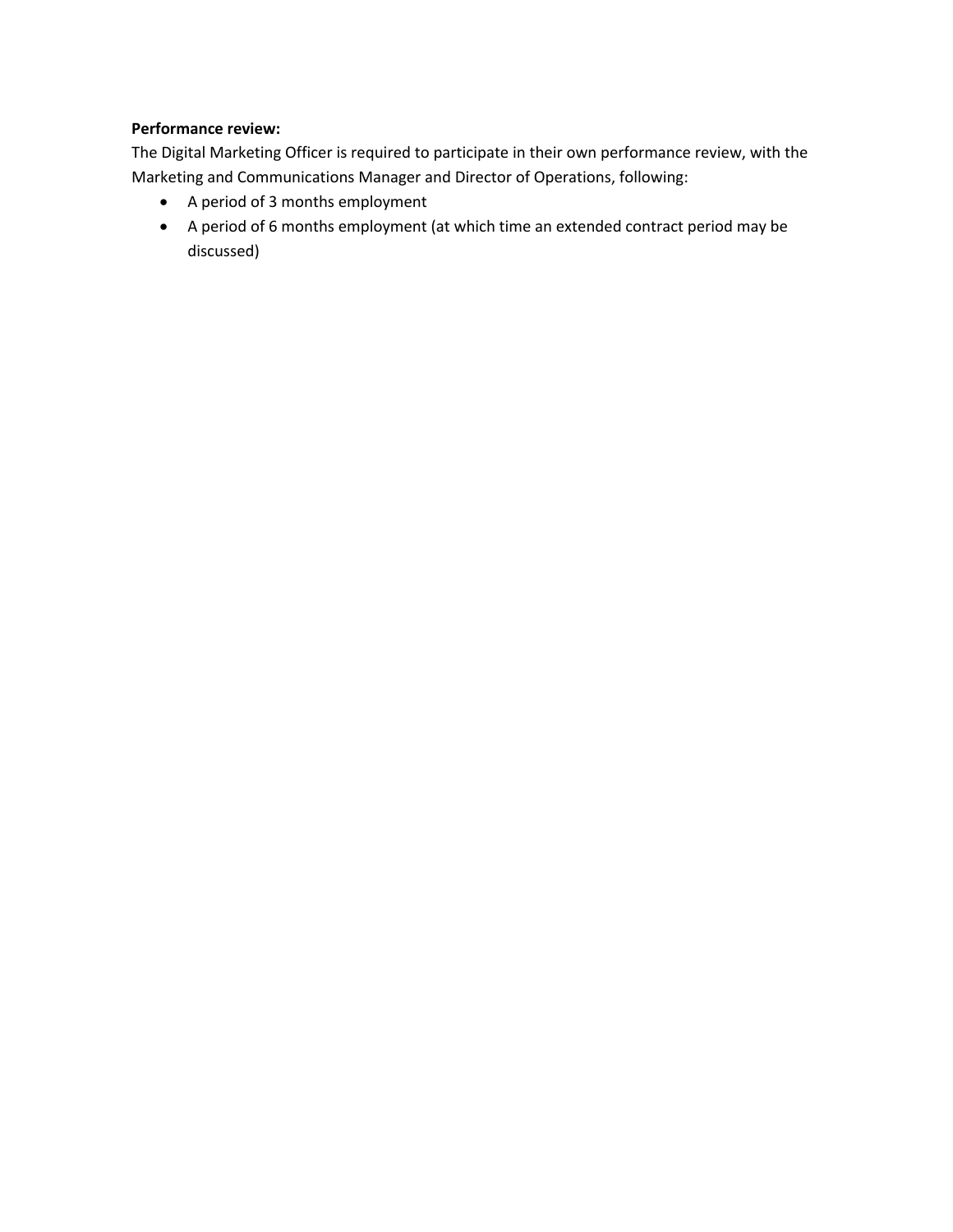**Performance review:**

The Digital Marketing Officer is required to participate in their own performance review, with the Marketing and Communications Manager and Director of Operations, following:

- A period of 3 months employment
- A period of 6 months employment (at which time an extended contract period may be discussed)